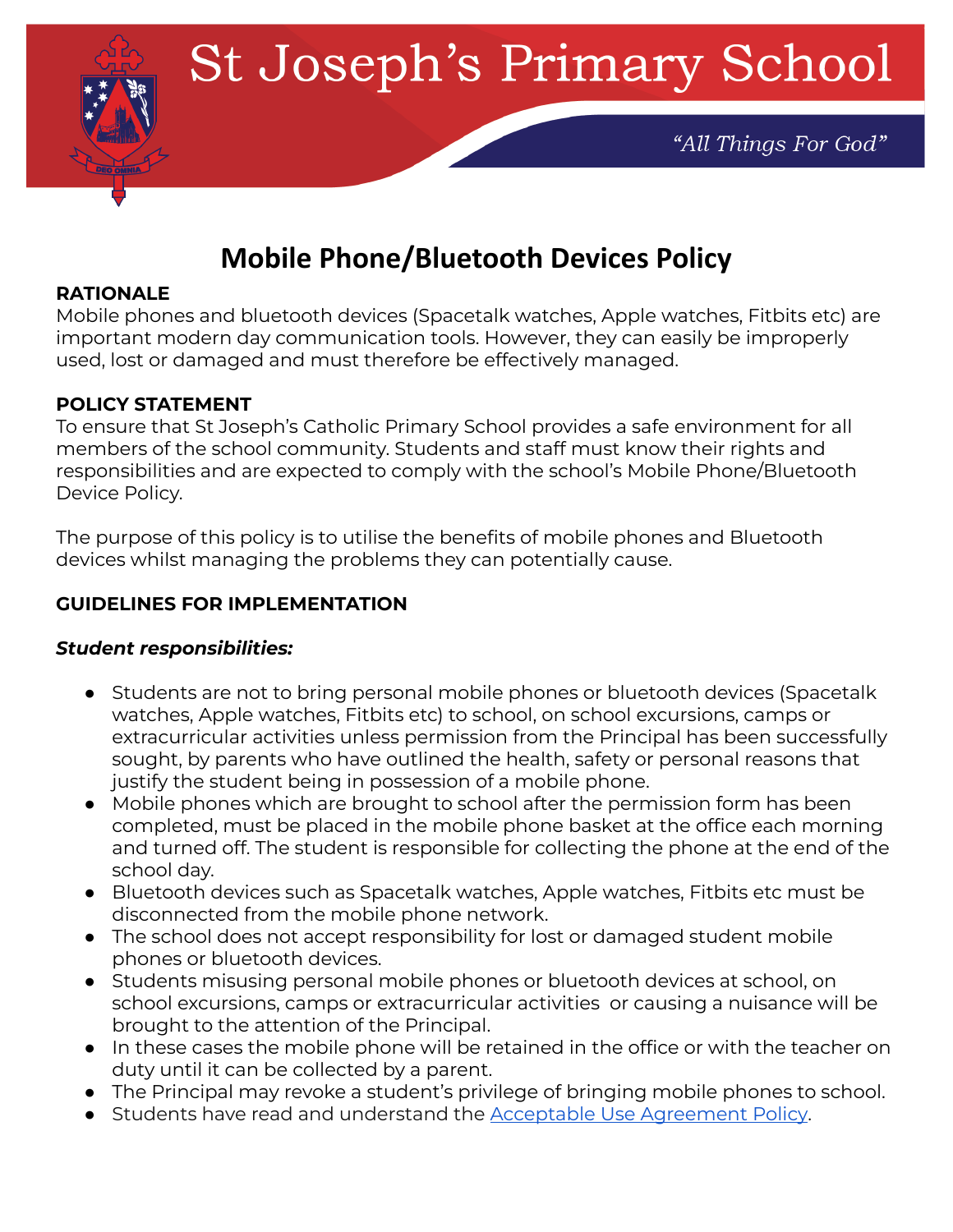# St Joseph's Primary School

*"All Things For God"*

## Mobile Phone/Bluetooth Devices Policy

**RATIONALE**

Mobile phones and bluetooth devices (Spacetalk watches, Apple watches, Fitbits etc) are important modern day communication tools. However, they can easily be improperly used, lost or damaged and must therefore be effectively managed.

**POLICY STATEMENT**

To ensure that St Joseph's Catholic Primary School provides a safe environment for all members of the school community. Students and staff must know their rights and responsibilities and are expected to comply with the school's Mobile Phone/Bluetooth Device Policy.

The purpose of this policy is to utilise the benefits of mobile phones and Bluetooth devices whilst managing the problems they can potentially cause.

**GUIDELINES FOR IMPLEMENTATION**

***Student responsibilities:***

- Students are not to bring personal mobile phones or bluetooth devices (Spacetalk watches, Apple watches, Fitbits etc) to school, on school excursions, camps or extracurricular activities unless permission from the Principal has been successfully sought, by parents who have outlined the health, safety or personal reasons that justify the student being in possession of a mobile phone.
- Mobile phones which are brought to school after the permission form has been completed, must be placed in the mobile phone basket at the office each morning and turned off. The student is responsible for collecting the phone at the end of the school day.
- Bluetooth devices such as Spacetalk watches, Apple watches, Fitbits etc must be disconnected from the mobile phone network.
- The school does not accept responsibility for lost or damaged student mobile phones or bluetooth devices.
- Students misusing personal mobile phones or bluetooth devices at school, on school excursions, camps or extracurricular activities or causing a nuisance will be brought to the attention of the Principal.
- In these cases the mobile phone will be retained in the office or with the teacher on duty until it can be collected by a parent.
- The Principal may revoke a student's privilege of bringing mobile phones to school.
- Students have read and understand the Acceptable Use Agreement Policy.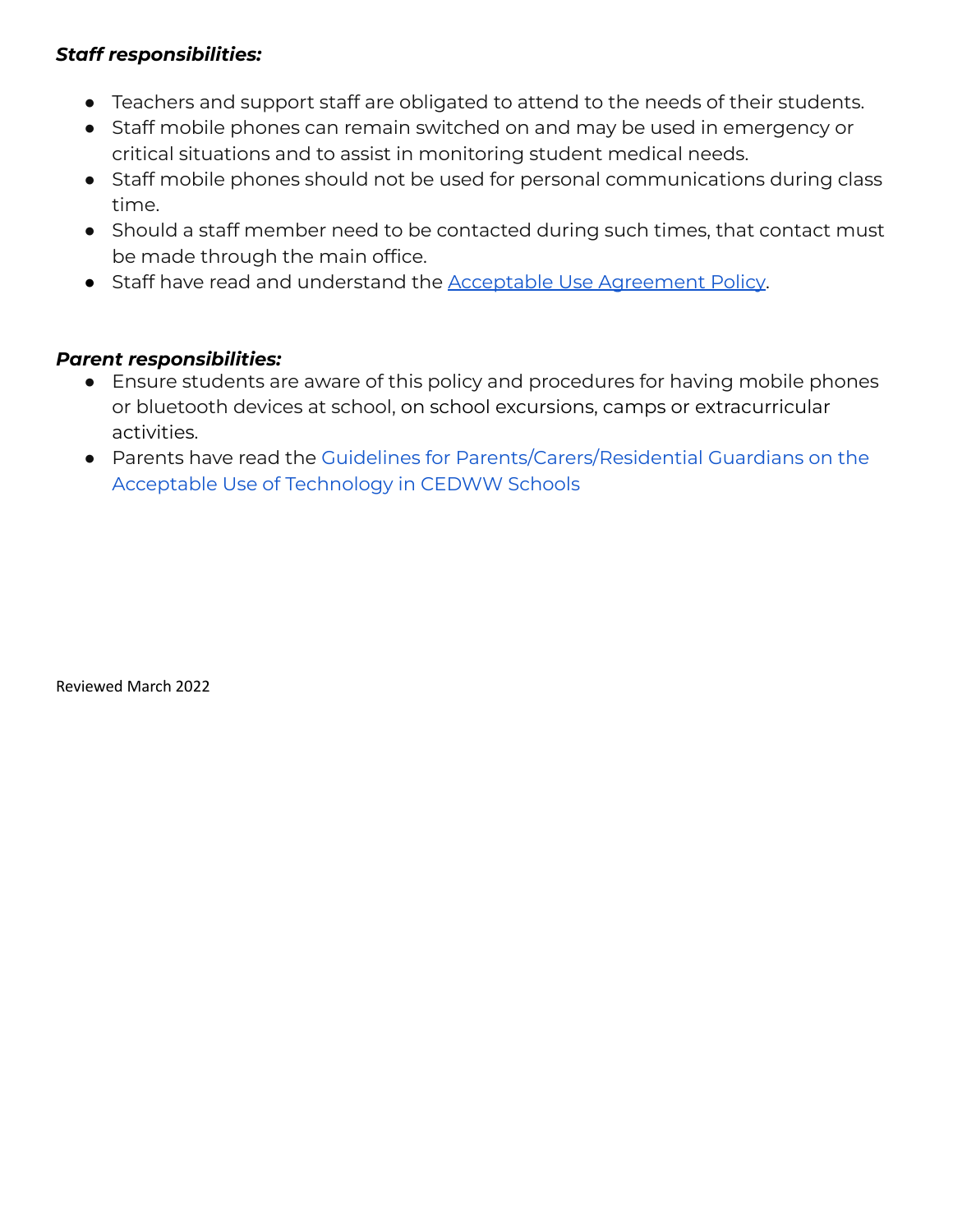***Staff responsibilities:***

- Teachers and support staff are obligated to attend to the needs of their students.
- Staff mobile phones can remain switched on and may be used in emergency or critical situations and to assist in monitoring student medical needs.
- Staff mobile phones should not be used for personal communications during class time.
- Should a staff member need to be contacted during such times, that contact must be made through the main office.
- Staff have read and understand the Acceptable Use Agreement Policy.

***Parent responsibilities:***

- Ensure students are aware of this policy and procedures for having mobile phones or bluetooth devices at school, on school excursions, camps or extracurricular activities.
- Parents have read the Guidelines for Parents/Carers/Residential Guardians on the Acceptable Use of Technology in CEDWW Schools

Reviewed March 2022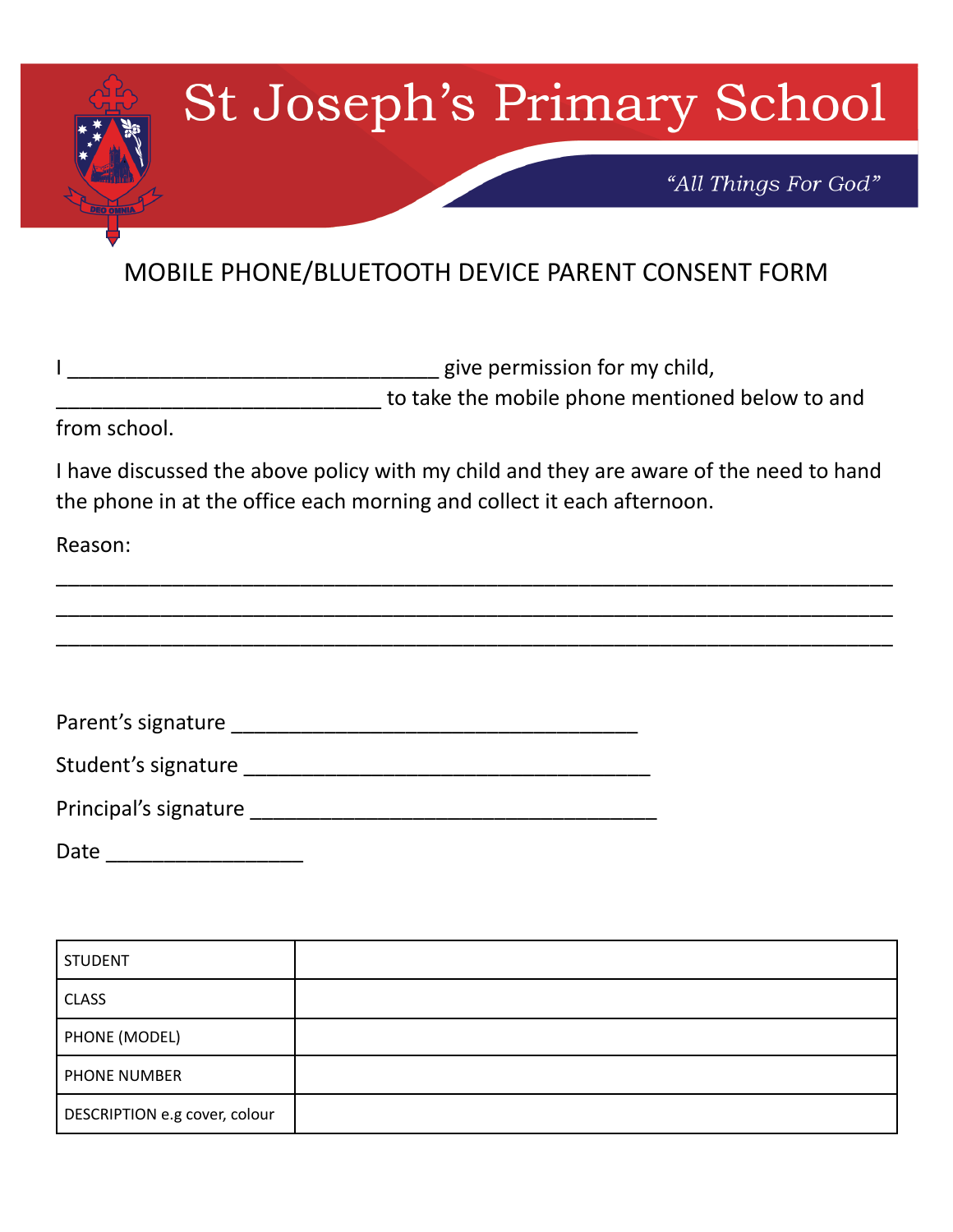# St Joseph's Primary School

*"All Things For God"*

DEO OMNIA

## MOBILE PHONE/BLUETOOTH DEVICE PARENT CONSENT FORM

I ________________________________ give permission for my child, ____________________________ to take the mobile phone mentioned below to and from school.

I have discussed the above policy with my child and they are aware of the need to hand the phone in at the office each morning and collect it each afternoon.

Reason:

________________________________________________________________________
________________________________________________________________________
________________________________________________________________________

Parent's signature ___________________________________

Student's signature ___________________________________

Principal's signature ___________________________________

Date _________________

| | |
|---|---|
| STUDENT | |
| CLASS | |
| PHONE (MODEL) | |
| PHONE NUMBER | |
| DESCRIPTION e.g cover, colour | |